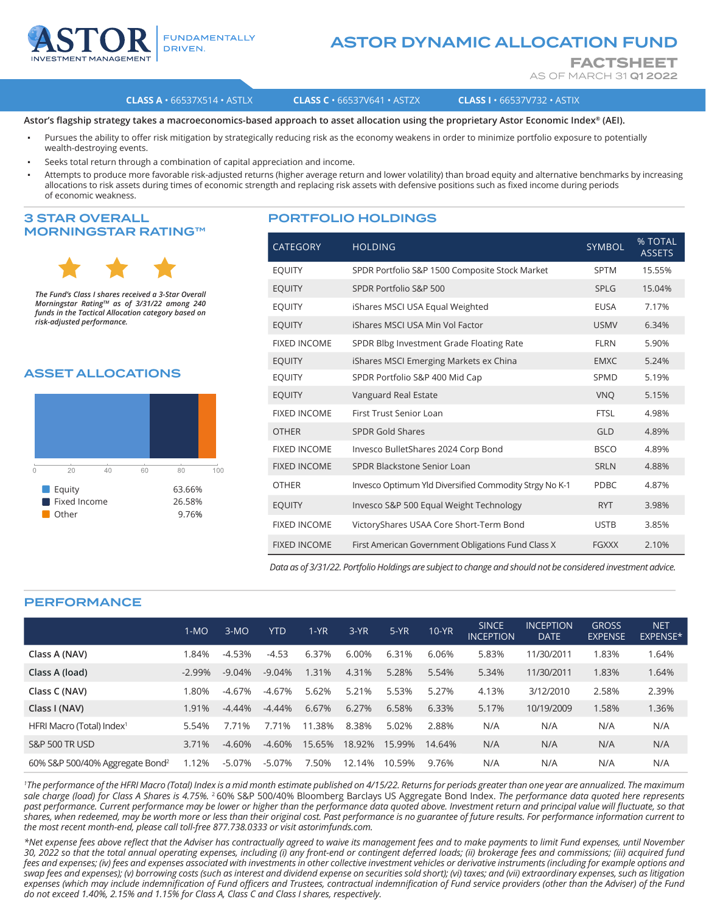# ASTOR DYNAMIC ALLOCATION FUND

## FACTSHEET

AS OF MARCH 31 **Q1 2022**

**CLASS A** • 66537X514 • ASTLX  **CLASS C** • 66537V641 • ASTZX  **CLASS I** • 66537V732 • ASTIX

**Astor's flagship strategy takes a macroeconomics-based approach to asset allocation using the proprietary Astor Economic Index® (AEI).**

- Pursues the ability to offer risk mitigation by strategically reducing risk as the economy weakens in order to minimize portfolio exposure to potentially wealth-destroying events.
- Seeks total return through a combination of capital appreciation and income.
- Attempts to produce more favorable risk-adjusted returns (higher average return and lower volatility) than broad equity and alternative benchmarks by increasing allocations to risk assets during times of economic strength and replacing risk assets with defensive positions such as fixed income during periods of economic weakness.

## 3 STAR OVERALL MORNINGSTAR RATING™

*The Fund's Class I shares received a 3-Star Overall Morningstar Rating™ as of 3/31/22 among 240 funds in the Tactical Allocation category based on risk-adjusted performance.*

## ASSET ALLOCATIONS

| Asset | % |
|---|---|
| Equity | 63.66% |
| Fixed Income | 26.58% |
| Other | 9.76% |

## PORTFOLIO HOLDINGS

| CATEGORY | HOLDING | SYMBOL | % TOTAL ASSETS |
|---|---|---|---|
| EQUITY | SPDR Portfolio S&P 1500 Composite Stock Market | SPTM | 15.55% |
| EQUITY | SPDR Portfolio S&P 500 | SPLG | 15.04% |
| EQUITY | iShares MSCI USA Equal Weighted | EUSA | 7.17% |
| EQUITY | iShares MSCI USA Min Vol Factor | USMV | 6.34% |
| FIXED INCOME | SPDR Blbg Investment Grade Floating Rate | FLRN | 5.90% |
| EQUITY | iShares MSCI Emerging Markets ex China | EMXC | 5.24% |
| EQUITY | SPDR Portfolio S&P 400 Mid Cap | SPMD | 5.19% |
| EQUITY | Vanguard Real Estate | VNQ | 5.15% |
| FIXED INCOME | First Trust Senior Loan | FTSL | 4.98% |
| OTHER | SPDR Gold Shares | GLD | 4.89% |
| FIXED INCOME | Invesco BulletShares 2024 Corp Bond | BSCO | 4.89% |
| FIXED INCOME | SPDR Blackstone Senior Loan | SRLN | 4.88% |
| OTHER | Invesco Optimum Yld Diversified Commodity Strgy No K-1 | PDBC | 4.87% |
| EQUITY | Invesco S&P 500 Equal Weight Technology | RYT | 3.98% |
| FIXED INCOME | VictoryShares USAA Core Short-Term Bond | USTB | 3.85% |
| FIXED INCOME | First American Government Obligations Fund Class X | FGXXX | 2.10% |

*Data as of 3/31/22. Portfolio Holdings are subject to change and should not be considered investment advice.*

## PERFORMANCE

| | 1-MO | 3-MO | YTD | 1-YR | 3-YR | 5-YR | 10-YR | SINCE INCEPTION | INCEPTION DATE | GROSS EXPENSE | NET EXPENSE* |
|---|---|---|---|---|---|---|---|---|---|---|---|
| **Class A (NAV)** | 1.84% | -4.53% | -4.53 | 6.37% | 6.00% | 6.31% | 6.06% | 5.83% | 11/30/2011 | 1.83% | 1.64% |
| **Class A (load)** | -2.99% | -9.04% | -9.04% | 1.31% | 4.31% | 5.28% | 5.54% | 5.34% | 11/30/2011 | 1.83% | 1.64% |
| **Class C (NAV)** | 1.80% | -4.67% | -4.67% | 5.62% | 5.21% | 5.53% | 5.27% | 4.13% | 3/12/2010 | 2.58% | 2.39% |
| **Class I (NAV)** | 1.91% | -4.44% | -4.44% | 6.67% | 6.27% | 6.58% | 6.33% | 5.17% | 10/19/2009 | 1.58% | 1.36% |
| HFRI Macro (Total) Index[1] | 5.54% | 7.71% | 7.71% | 11.38% | 8.38% | 5.02% | 2.88% | N/A | N/A | N/A | N/A |
| S&P 500 TR USD | 3.71% | -4.60% | -4.60% | 15.65% | 18.92% | 15.99% | 14.64% | N/A | N/A | N/A | N/A |
| 60% S&P 500/40% Aggregate Bond[2] | 1.12% | -5.07% | -5.07% | 7.50% | 12.14% | 10.59% | 9.76% | N/A | N/A | N/A | N/A |

*[1]The performance of the HFRI Macro (Total) Index is a mid month estimate published on 4/15/22. Returns for periods greater than one year are annualized. The maximum sale charge (load) for Class A Shares is 4.75%.* [2]60% S&P 500/40% Bloomberg Barclays US Aggregate Bond Index. *The performance data quoted here represents past performance. Current performance may be lower or higher than the performance data quoted above. Investment return and principal value will fluctuate, so that shares, when redeemed, may be worth more or less than their original cost. Past performance is no guarantee of future results. For performance information current to the most recent month-end, please call toll-free 877.738.0333 or visit astorimfunds.com.*

*\*Net expense fees above reflect that the Adviser has contractually agreed to waive its management fees and to make payments to limit Fund expenses, until November 30, 2022 so that the total annual operating expenses, including (i) any front-end or contingent deferred loads; (ii) brokerage fees and commissions; (iii) acquired fund fees and expenses; (iv) fees and expenses associated with investments in other collective investment vehicles or derivative instruments (including for example options and swap fees and expenses); (v) borrowing costs (such as interest and dividend expense on securities sold short); (vi) taxes; and (vii) extraordinary expenses, such as litigation expenses (which may include indemnification of Fund officers and Trustees, contractual indemnification of Fund service providers (other than the Adviser) of the Fund do not exceed 1.40%, 2.15% and 1.15% for Class A, Class C and Class I shares, respectively.*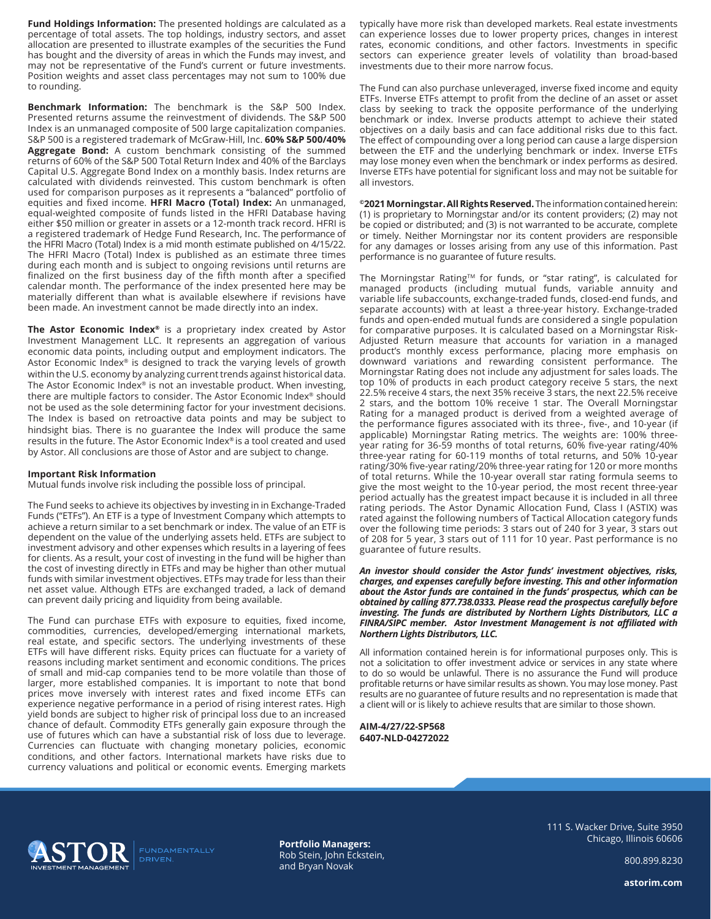**Fund Holdings Information:** The presented holdings are calculated as a percentage of total assets. The top holdings, industry sectors, and asset allocation are presented to illustrate examples of the securities the Fund has bought and the diversity of areas in which the Funds may invest, and may not be representative of the Fund's current or future investments. Position weights and asset class percentages may not sum to 100% due to rounding.

**Benchmark Information:** The benchmark is the S&P 500 Index. Presented returns assume the reinvestment of dividends. The S&P 500 Index is an unmanaged composite of 500 large capitalization companies. S&P 500 is a registered trademark of McGraw-Hill, Inc. **60% S&P 500/40% Aggregate Bond:** A custom benchmark consisting of the summed returns of 60% of the S&P 500 Total Return Index and 40% of the Barclays Capital U.S. Aggregate Bond Index on a monthly basis. Index returns are calculated with dividends reinvested. This custom benchmark is often used for comparison purposes as it represents a "balanced" portfolio of equities and fixed income. **HFRI Macro (Total) Index:** An unmanaged, equal-weighted composite of funds listed in the HFRI Database having either $50 million or greater in assets or a 12-month track record. HFRI is a registered trademark of Hedge Fund Research, Inc. The performance of the HFRI Macro (Total) Index is a mid month estimate published on 4/15/22. The HFRI Macro (Total) Index is published as an estimate three times during each month and is subject to ongoing revisions until returns are finalized on the first business day of the fifth month after a specified calendar month. The performance of the index presented here may be materially different than what is available elsewhere if revisions have been made. An investment cannot be made directly into an index.

**The Astor Economic Index®** is a proprietary index created by Astor Investment Management LLC. It represents an aggregation of various economic data points, including output and employment indicators. The Astor Economic Index® is designed to track the varying levels of growth within the U.S. economy by analyzing current trends against historical data. The Astor Economic Index® is not an investable product. When investing, there are multiple factors to consider. The Astor Economic Index® should not be used as the sole determining factor for your investment decisions. The Index is based on retroactive data points and may be subject to hindsight bias. There is no guarantee the Index will produce the same results in the future. The Astor Economic Index® is a tool created and used by Astor. All conclusions are those of Astor and are subject to change.

**Important Risk Information**

Mutual funds involve risk including the possible loss of principal.

The Fund seeks to achieve its objectives by investing in in Exchange-Traded Funds ("ETFs"). An ETF is a type of Investment Company which attempts to achieve a return similar to a set benchmark or index. The value of an ETF is dependent on the value of the underlying assets held. ETFs are subject to investment advisory and other expenses which results in a layering of fees for clients. As a result, your cost of investing in the fund will be higher than the cost of investing directly in ETFs and may be higher than other mutual funds with similar investment objectives. ETFs may trade for less than their net asset value. Although ETFs are exchanged traded, a lack of demand can prevent daily pricing and liquidity from being available.

The Fund can purchase ETFs with exposure to equities, fixed income, commodities, currencies, developed/emerging international markets, real estate, and specific sectors. The underlying investments of these ETFs will have different risks. Equity prices can fluctuate for a variety of reasons including market sentiment and economic conditions. The prices of small and mid-cap companies tend to be more volatile than those of larger, more established companies. It is important to note that bond prices move inversely with interest rates and fixed income ETFs can experience negative performance in a period of rising interest rates. High yield bonds are subject to higher risk of principal loss due to an increased chance of default. Commodity ETFs generally gain exposure through the use of futures which can have a substantial risk of loss due to leverage. Currencies can fluctuate with changing monetary policies, economic conditions, and other factors. International markets have risks due to currency valuations and political or economic events. Emerging markets typically have more risk than developed markets. Real estate investments can experience losses due to lower property prices, changes in interest rates, economic conditions, and other factors. Investments in specific sectors can experience greater levels of volatility than broad-based investments due to their more narrow focus.

The Fund can also purchase unleveraged, inverse fixed income and equity ETFs. Inverse ETFs attempt to profit from the decline of an asset or asset class by seeking to track the opposite performance of the underlying benchmark or index. Inverse products attempt to achieve their stated objectives on a daily basis and can face additional risks due to this fact. The effect of compounding over a long period can cause a large dispersion between the ETF and the underlying benchmark or index. Inverse ETFs may lose money even when the benchmark or index performs as desired. Inverse ETFs have potential for significant loss and may not be suitable for all investors.

**©2021 Morningstar. All Rights Reserved.** The information contained herein: (1) is proprietary to Morningstar and/or its content providers; (2) may not be copied or distributed; and (3) is not warranted to be accurate, complete or timely. Neither Morningstar nor its content providers are responsible for any damages or losses arising from any use of this information. Past performance is no guarantee of future results.

The Morningstar Rating™ for funds, or "star rating", is calculated for managed products (including mutual funds, variable annuity and variable life subaccounts, exchange-traded funds, closed-end funds, and separate accounts) with at least a three-year history. Exchange-traded funds and open-ended mutual funds are considered a single population for comparative purposes. It is calculated based on a Morningstar Risk-Adjusted Return measure that accounts for variation in a managed product's monthly excess performance, placing more emphasis on downward variations and rewarding consistent performance. The Morningstar Rating does not include any adjustment for sales loads. The top 10% of products in each product category receive 5 stars, the next 22.5% receive 4 stars, the next 35% receive 3 stars, the next 22.5% receive 2 stars, and the bottom 10% receive 1 star. The Overall Morningstar Rating for a managed product is derived from a weighted average of the performance figures associated with its three-, five-, and 10-year (if applicable) Morningstar Rating metrics. The weights are: 100% three-year rating for 36-59 months of total returns, 60% five-year rating/40% three-year rating for 60-119 months of total returns, and 50% 10-year rating/30% five-year rating/20% three-year rating for 120 or more months of total returns. While the 10-year overall star rating formula seems to give the most weight to the 10-year period, the most recent three-year period actually has the greatest impact because it is included in all three rating periods. The Astor Dynamic Allocation Fund, Class I (ASTIX) was rated against the following numbers of Tactical Allocation category funds over the following time periods: 3 stars out of 240 for 3 year, 3 stars out of 208 for 5 year, 3 stars out of 111 for 10 year. Past performance is no guarantee of future results.

***An investor should consider the Astor funds' investment objectives, risks, charges, and expenses carefully before investing. This and other information about the Astor funds are contained in the funds' prospectus, which can be obtained by calling 877.738.0333. Please read the prospectus carefully before investing. The funds are distributed by Northern Lights Distributors, LLC a FINRA/SIPC member. Astor Investment Management is not affiliated with Northern Lights Distributors, LLC.***

All information contained herein is for informational purposes only. This is not a solicitation to offer investment advice or services in any state where to do so would be unlawful. There is no assurance the Fund will produce profitable returns or have similar results as shown. You may lose money. Past results are no guarantee of future results and no representation is made that a client will or is likely to achieve results that are similar to those shown.

**AIM-4/27/22-SP568**
**6407-NLD-04272022**

ASTOR INVESTMENT MANAGEMENT | FUNDAMENTALLY DRIVEN.

**Portfolio Managers:**
Rob Stein, John Eckstein, and Bryan Novak

111 S. Wacker Drive, Suite 3950
Chicago, Illinois 60606

800.899.8230

**astorim.com**